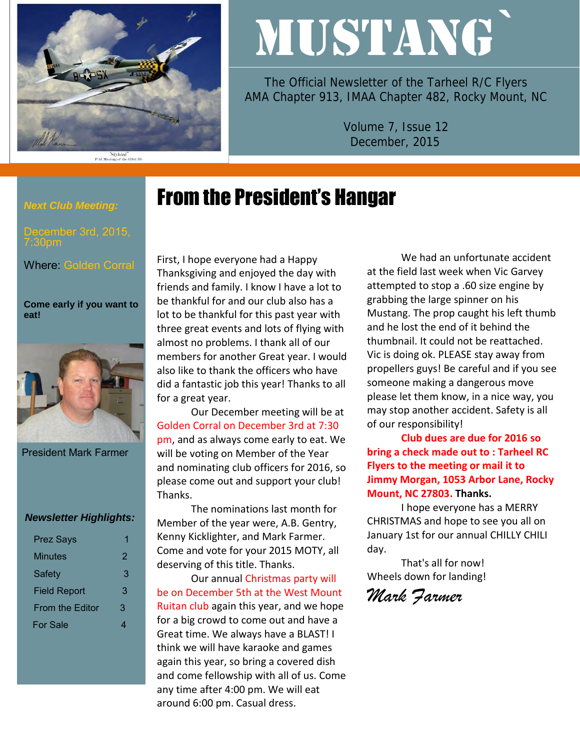// Newsletter converted below
# MUSTANG

The Official Newsletter of the Tarheel R/C Flyers
AMA Chapter 913, IMAA Chapter 482, Rocky Mount, NC

Volume 7, Issue 12
December, 2015

***Next Club Meeting:***

December 3rd, 2015, 7:30pm

Where: Golden Corral

**Come early if you want to eat!**

President Mark Farmer

***Newsletter Highlights:***

| | |
|---|---|
| Prez Says | 1 |
| Minutes | 2 |
| Safety | 3 |
| Field Report | 3 |
| From the Editor | 3 |
| For Sale | 4 |

## From the President's Hangar

First, I hope everyone had a Happy Thanksgiving and enjoyed the day with friends and family. I know I have a lot to be thankful for and our club also has a lot to be thankful for this past year with three great events and lots of flying with almost no problems. I thank all of our members for another Great year. I would also like to thank the officers who have did a fantastic job this year! Thanks to all for a great year.

Our December meeting will be at Golden Corral on December 3rd at 7:30 pm, and as always come early to eat. We will be voting on Member of the Year and nominating club officers for 2016, so please come out and support your club! Thanks.

The nominations last month for Member of the year were, A.B. Gentry, Kenny Kicklighter, and Mark Farmer. Come and vote for your 2015 MOTY, all deserving of this title. Thanks.

Our annual Christmas party will be on December 5th at the West Mount Ruitan club again this year, and we hope for a big crowd to come out and have a Great time. We always have a BLAST! I think we will have karaoke and games again this year, so bring a covered dish and come fellowship with all of us. Come any time after 4:00 pm. We will eat around 6:00 pm. Casual dress.

We had an unfortunate accident at the field last week when Vic Garvey attempted to stop a .60 size engine by grabbing the large spinner on his Mustang. The prop caught his left thumb and he lost the end of it behind the thumbnail. It could not be reattached. Vic is doing ok. PLEASE stay away from propellers guys! Be careful and if you see someone making a dangerous move please let them know, in a nice way, you may stop another accident. Safety is all of our responsibility!

**Club dues are due for 2016 so bring a check made out to : Tarheel RC Flyers to the meeting or mail it to Jimmy Morgan, 1053 Arbor Lane, Rocky Mount, NC 27803. Thanks.**

I hope everyone has a MERRY CHRISTMAS and hope to see you all on January 1st for our annual CHILLY CHILI day.

That's all for now!
Wheels down for landing!

*Mark Farmer*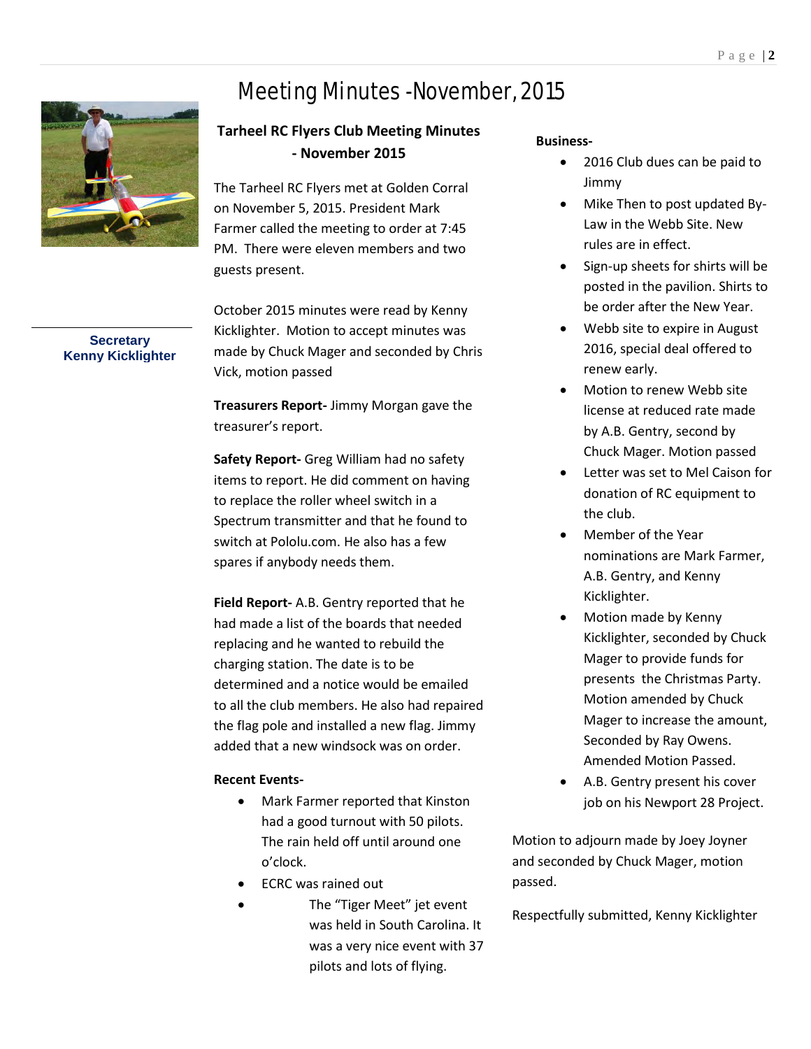# Meeting Minutes -November, 2015

**Secretary**
**Kenny Kicklighter**

## Tarheel RC Flyers Club Meeting Minutes - November 2015

The Tarheel RC Flyers met at Golden Corral on November 5, 2015. President Mark Farmer called the meeting to order at 7:45 PM. There were eleven members and two guests present.

October 2015 minutes were read by Kenny Kicklighter. Motion to accept minutes was made by Chuck Mager and seconded by Chris Vick, motion passed

**Treasurers Report-** Jimmy Morgan gave the treasurer's report.

**Safety Report-** Greg William had no safety items to report. He did comment on having to replace the roller wheel switch in a Spectrum transmitter and that he found to switch at Pololu.com. He also has a few spares if anybody needs them.

**Field Report-** A.B. Gentry reported that he had made a list of the boards that needed replacing and he wanted to rebuild the charging station. The date is to be determined and a notice would be emailed to all the club members. He also had repaired the flag pole and installed a new flag. Jimmy added that a new windsock was on order.

**Recent Events-**

- Mark Farmer reported that Kinston had a good turnout with 50 pilots. The rain held off until around one o'clock.
- ECRC was rained out
- The "Tiger Meet" jet event was held in South Carolina. It was a very nice event with 37 pilots and lots of flying.

**Business-**

- 2016 Club dues can be paid to Jimmy
- Mike Then to post updated By-Law in the Webb Site. New rules are in effect.
- Sign-up sheets for shirts will be posted in the pavilion. Shirts to be order after the New Year.
- Webb site to expire in August 2016, special deal offered to renew early.
- Motion to renew Webb site license at reduced rate made by A.B. Gentry, second by Chuck Mager. Motion passed
- Letter was set to Mel Caison for donation of RC equipment to the club.
- Member of the Year nominations are Mark Farmer, A.B. Gentry, and Kenny Kicklighter.
- Motion made by Kenny Kicklighter, seconded by Chuck Mager to provide funds for presents the Christmas Party. Motion amended by Chuck Mager to increase the amount, Seconded by Ray Owens. Amended Motion Passed.
- A.B. Gentry present his cover job on his Newport 28 Project.

Motion to adjourn made by Joey Joyner and seconded by Chuck Mager, motion passed.

Respectfully submitted, Kenny Kicklighter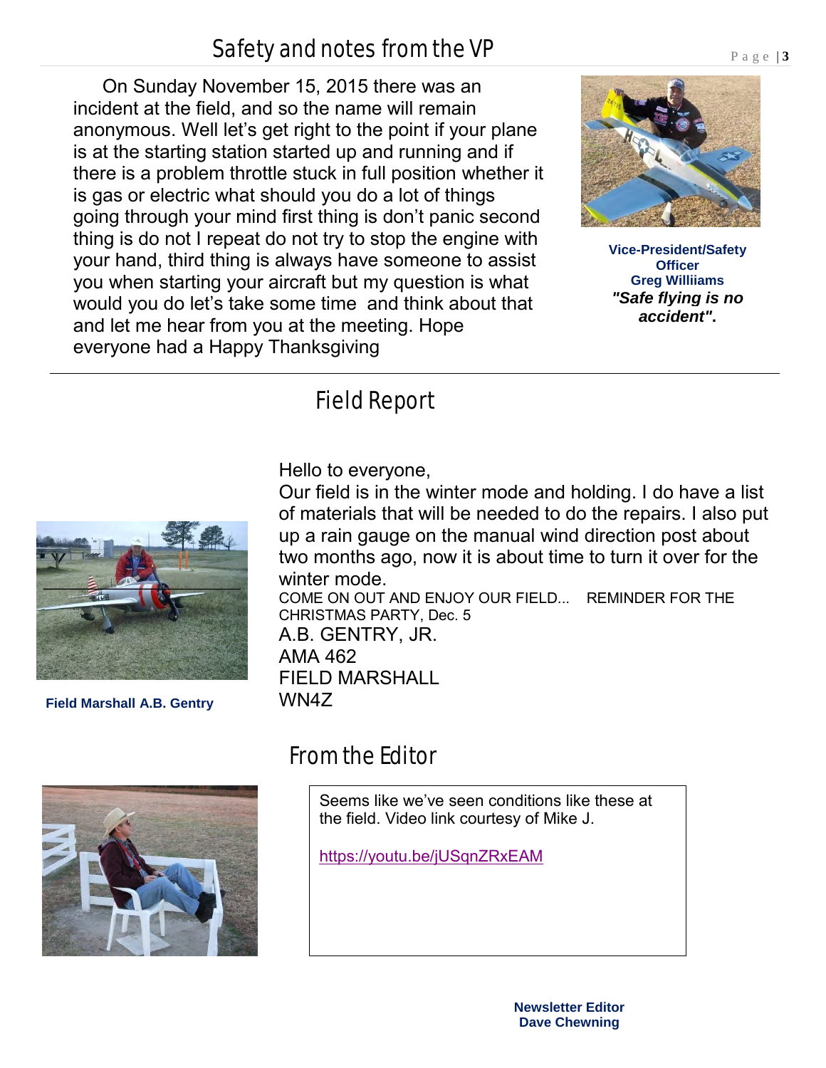## Safety and notes from the VP

On Sunday November 15, 2015 there was an incident at the field, and so the name will remain anonymous. Well let's get right to the point if your plane is at the starting station started up and running and if there is a problem throttle stuck in full position whether it is gas or electric what should you do a lot of things going through your mind first thing is don't panic second thing is do not I repeat do not try to stop the engine with your hand, third thing is always have someone to assist you when starting your aircraft but my question is what would you do let's take some time and think about that and let me hear from you at the meeting. Hope everyone had a Happy Thanksgiving

**Vice-President/Safety Officer**
**Greg Williiams**
***"Safe flying is no accident"*.**

---

## Field Report

Hello to everyone,

Our field is in the winter mode and holding. I do have a list of materials that will be needed to do the repairs. I also put up a rain gauge on the manual wind direction post about two months ago, now it is about time to turn it over for the winter mode.

COME ON OUT AND ENJOY OUR FIELD... REMINDER FOR THE CHRISTMAS PARTY, Dec. 5

A.B. GENTRY, JR.
AMA 462
FIELD MARSHALL
WN4Z

**Field Marshall A.B. Gentry**

## From the Editor

Seems like we've seen conditions like these at the field. Video link courtesy of Mike J.

https://youtu.be/jUSqnZRxEAM

**Newsletter Editor**
**Dave Chewning**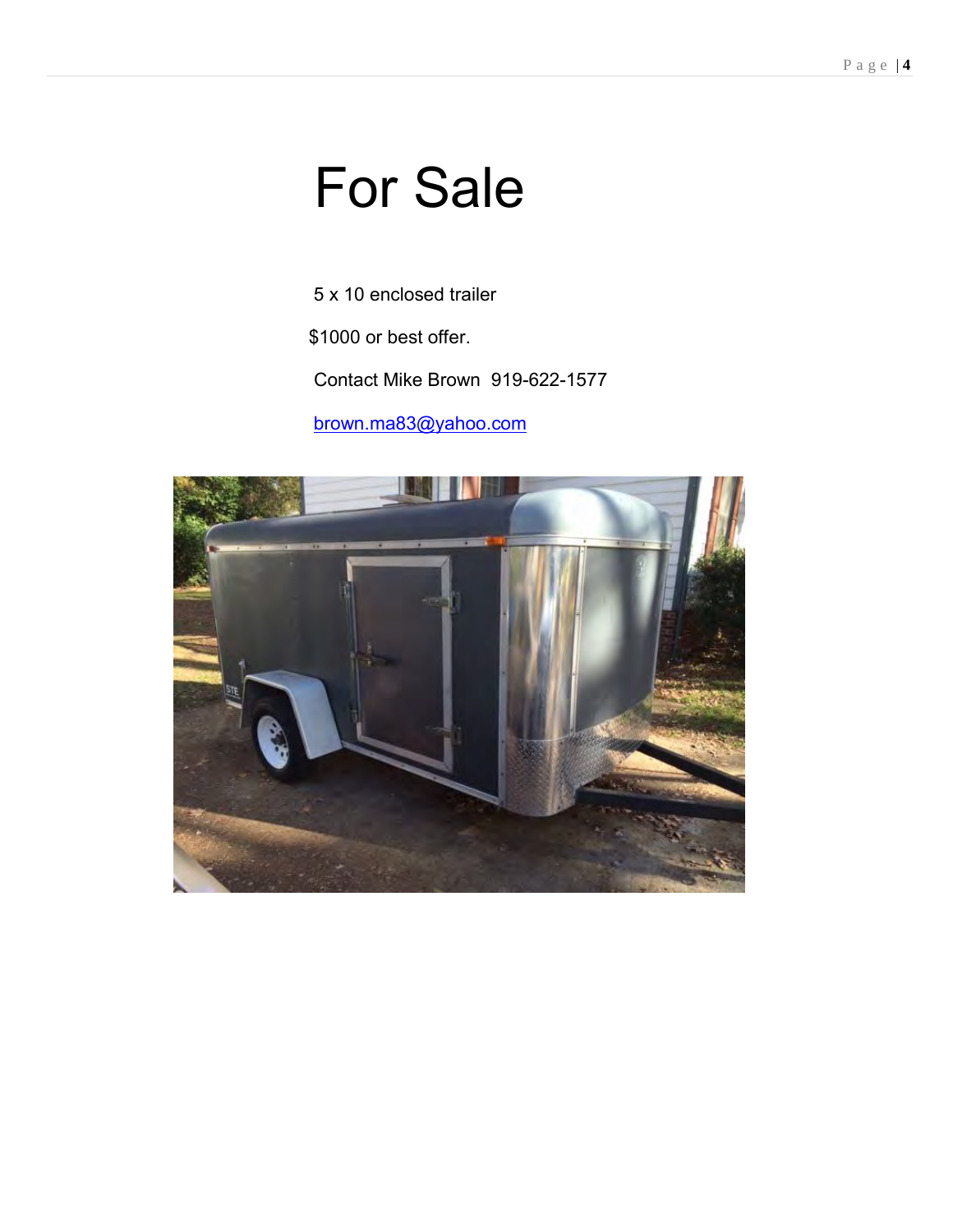# For Sale

5 x 10 enclosed trailer

$1000 or best offer.

Contact Mike Brown 919-622-1577

brown.ma83@yahoo.com